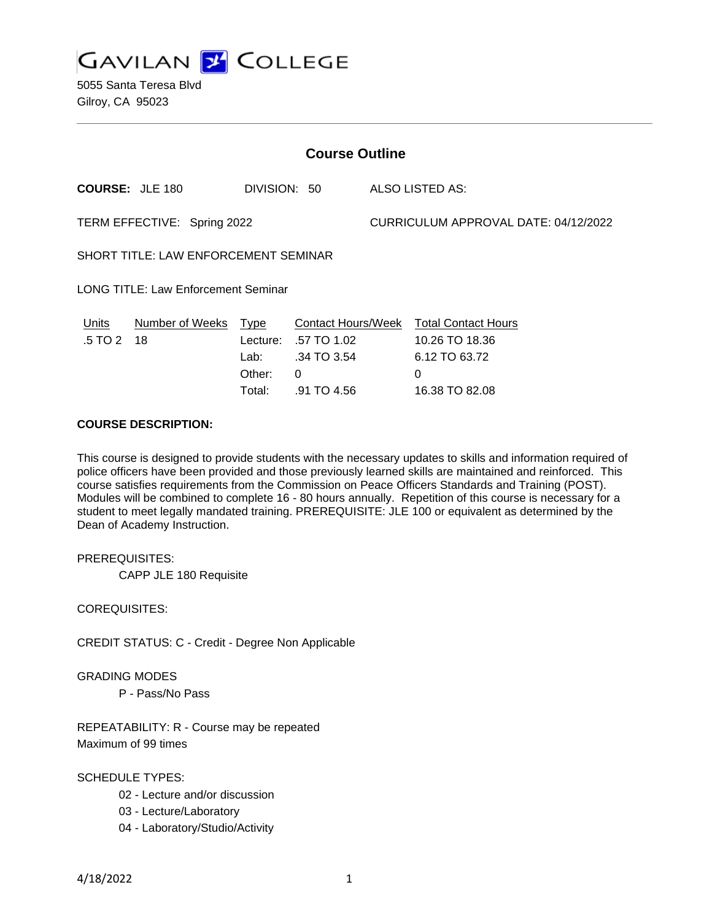GAVILAN COLLEGE

5055 Santa Teresa Blvd
Gilroy, CA 95023

# Course Outline

**COURSE:** JLE 180 DIVISION: 50 ALSO LISTED AS:

TERM EFFECTIVE: Spring 2022 CURRICULUM APPROVAL DATE: 04/12/2022

SHORT TITLE: LAW ENFORCEMENT SEMINAR

LONG TITLE: Law Enforcement Seminar

| Units | Number of Weeks | Type | Contact Hours/Week | Total Contact Hours |
|---|---|---|---|---|
| .5 TO 2 | 18 | Lecture: | .57 TO 1.02 | 10.26 TO 18.36 |
| | | Lab: | .34 TO 3.54 | 6.12 TO 63.72 |
| | | Other: | 0 | 0 |
| | | Total: | .91 TO 4.56 | 16.38 TO 82.08 |

**COURSE DESCRIPTION:**

This course is designed to provide students with the necessary updates to skills and information required of police officers have been provided and those previously learned skills are maintained and reinforced. This course satisfies requirements from the Commission on Peace Officers Standards and Training (POST). Modules will be combined to complete 16 - 80 hours annually. Repetition of this course is necessary for a student to meet legally mandated training. PREREQUISITE: JLE 100 or equivalent as determined by the Dean of Academy Instruction.

PREREQUISITES:

CAPP JLE 180 Requisite

COREQUISITES:

CREDIT STATUS: C - Credit - Degree Non Applicable

GRADING MODES

P - Pass/No Pass

REPEATABILITY: R - Course may be repeated
Maximum of 99 times

SCHEDULE TYPES:

02 - Lecture and/or discussion
03 - Lecture/Laboratory
04 - Laboratory/Studio/Activity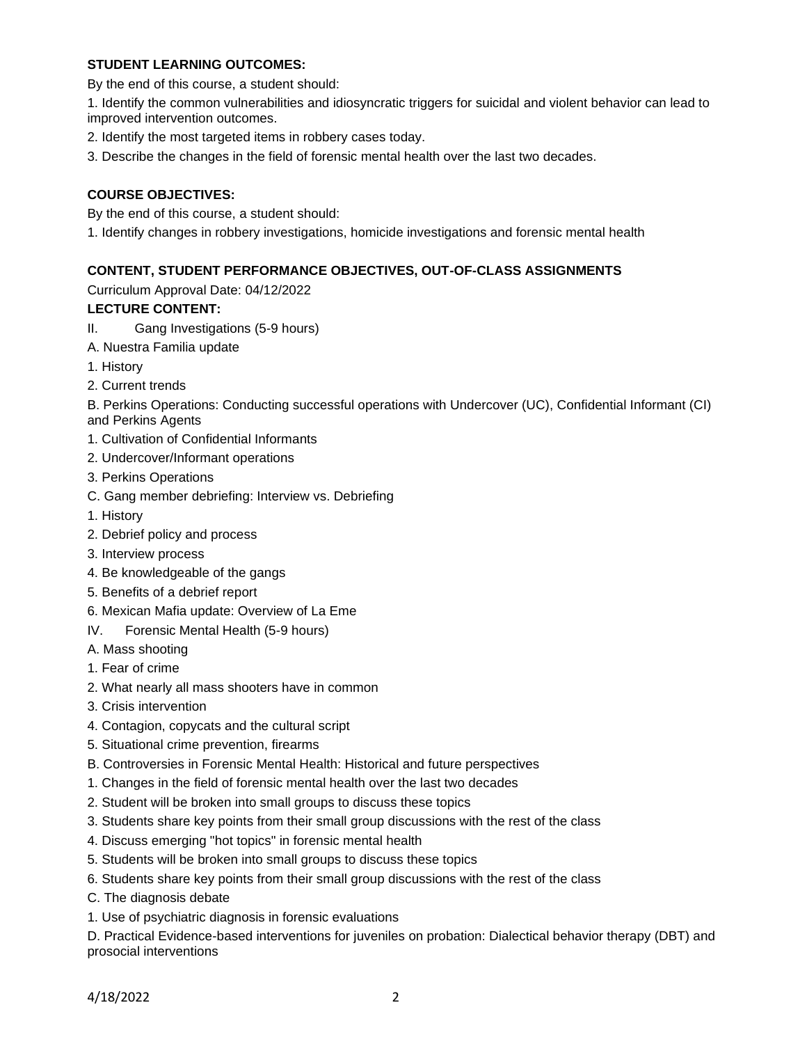**STUDENT LEARNING OUTCOMES:**

By the end of this course, a student should:

1. Identify the common vulnerabilities and idiosyncratic triggers for suicidal and violent behavior can lead to improved intervention outcomes.
2. Identify the most targeted items in robbery cases today.
3. Describe the changes in the field of forensic mental health over the last two decades.

**COURSE OBJECTIVES:**

By the end of this course, a student should:

1. Identify changes in robbery investigations, homicide investigations and forensic mental health

**CONTENT, STUDENT PERFORMANCE OBJECTIVES, OUT-OF-CLASS ASSIGNMENTS**

Curriculum Approval Date: 04/12/2022

**LECTURE CONTENT:**

II. Gang Investigations (5-9 hours)

A. Nuestra Familia update

1. History
2. Current trends

B. Perkins Operations: Conducting successful operations with Undercover (UC), Confidential Informant (CI) and Perkins Agents

1. Cultivation of Confidential Informants
2. Undercover/Informant operations
3. Perkins Operations

C. Gang member debriefing: Interview vs. Debriefing

1. History
2. Debrief policy and process
3. Interview process
4. Be knowledgeable of the gangs
5. Benefits of a debrief report
6. Mexican Mafia update: Overview of La Eme

IV. Forensic Mental Health (5-9 hours)

A. Mass shooting

1. Fear of crime
2. What nearly all mass shooters have in common
3. Crisis intervention
4. Contagion, copycats and the cultural script
5. Situational crime prevention, firearms

B. Controversies in Forensic Mental Health: Historical and future perspectives

1. Changes in the field of forensic mental health over the last two decades
2. Student will be broken into small groups to discuss these topics
3. Students share key points from their small group discussions with the rest of the class
4. Discuss emerging "hot topics" in forensic mental health
5. Students will be broken into small groups to discuss these topics
6. Students share key points from their small group discussions with the rest of the class

C. The diagnosis debate

1. Use of psychiatric diagnosis in forensic evaluations

D. Practical Evidence-based interventions for juveniles on probation: Dialectical behavior therapy (DBT) and prosocial interventions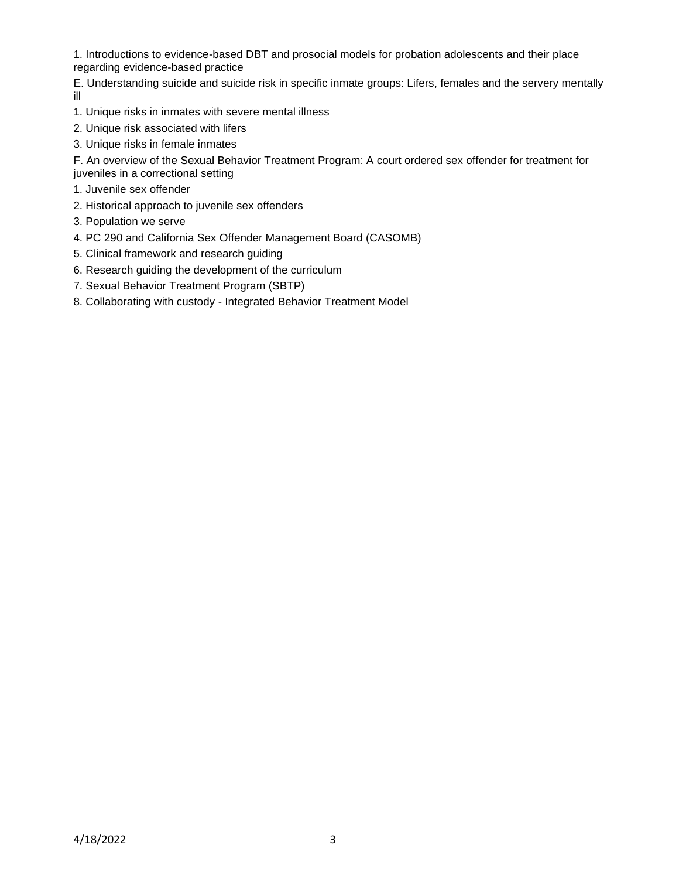1. Introductions to evidence-based DBT and prosocial models for probation adolescents and their place regarding evidence-based practice

E. Understanding suicide and suicide risk in specific inmate groups: Lifers, females and the servery mentally ill

1. Unique risks in inmates with severe mental illness
2. Unique risk associated with lifers
3. Unique risks in female inmates

F. An overview of the Sexual Behavior Treatment Program: A court ordered sex offender for treatment for juveniles in a correctional setting

1. Juvenile sex offender
2. Historical approach to juvenile sex offenders
3. Population we serve
4. PC 290 and California Sex Offender Management Board (CASOMB)
5. Clinical framework and research guiding
6. Research guiding the development of the curriculum
7. Sexual Behavior Treatment Program (SBTP)
8. Collaborating with custody - Integrated Behavior Treatment Model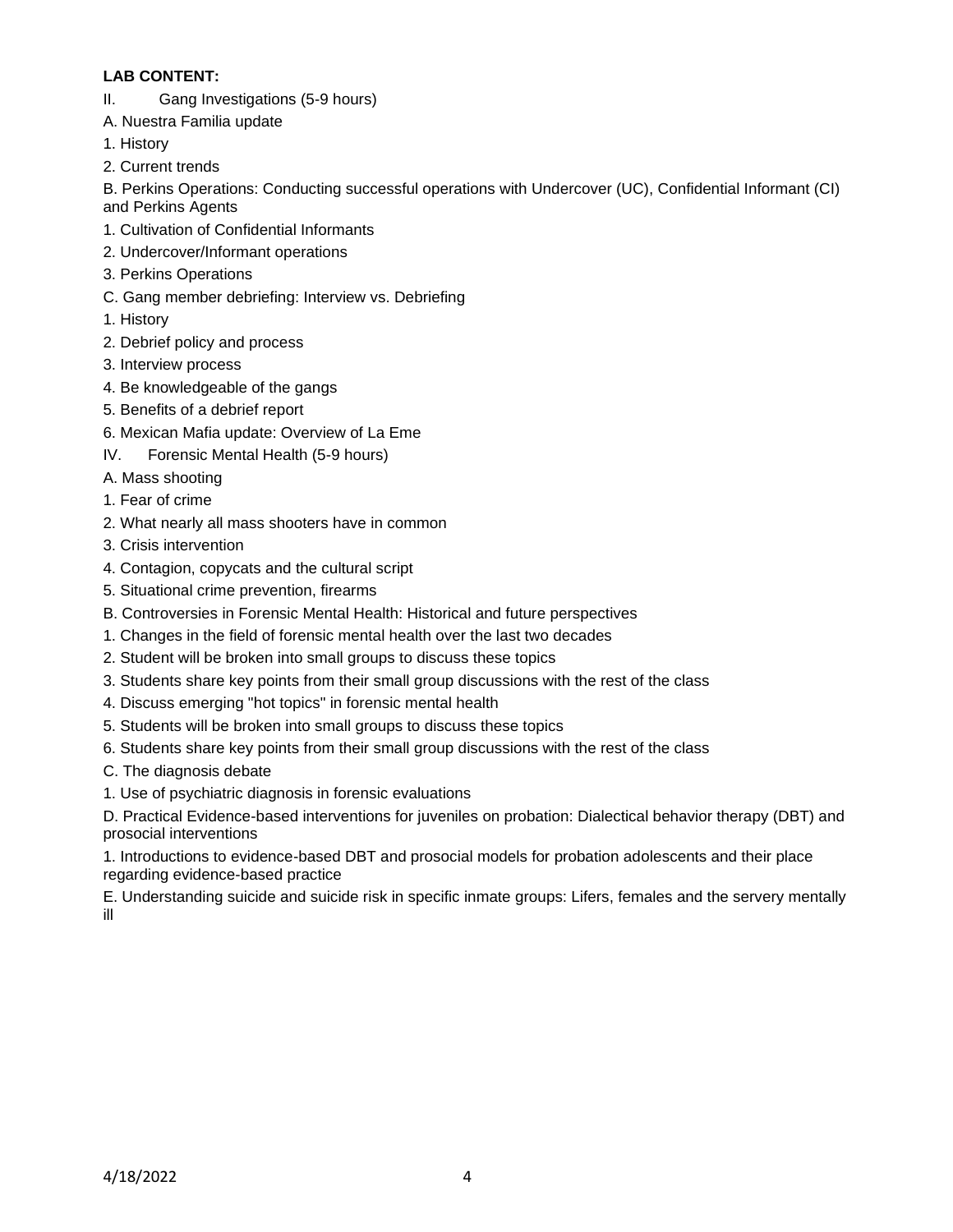**LAB CONTENT:**

II. Gang Investigations (5-9 hours)

A. Nuestra Familia update

1. History
2. Current trends

B. Perkins Operations: Conducting successful operations with Undercover (UC), Confidential Informant (CI) and Perkins Agents

1. Cultivation of Confidential Informants
2. Undercover/Informant operations
3. Perkins Operations

C. Gang member debriefing: Interview vs. Debriefing

1. History
2. Debrief policy and process
3. Interview process
4. Be knowledgeable of the gangs
5. Benefits of a debrief report
6. Mexican Mafia update: Overview of La Eme

IV. Forensic Mental Health (5-9 hours)

A. Mass shooting

1. Fear of crime
2. What nearly all mass shooters have in common
3. Crisis intervention
4. Contagion, copycats and the cultural script
5. Situational crime prevention, firearms

B. Controversies in Forensic Mental Health: Historical and future perspectives

1. Changes in the field of forensic mental health over the last two decades
2. Student will be broken into small groups to discuss these topics
3. Students share key points from their small group discussions with the rest of the class
4. Discuss emerging "hot topics" in forensic mental health
5. Students will be broken into small groups to discuss these topics
6. Students share key points from their small group discussions with the rest of the class

C. The diagnosis debate

1. Use of psychiatric diagnosis in forensic evaluations

D. Practical Evidence-based interventions for juveniles on probation: Dialectical behavior therapy (DBT) and prosocial interventions

1. Introductions to evidence-based DBT and prosocial models for probation adolescents and their place regarding evidence-based practice

E. Understanding suicide and suicide risk in specific inmate groups: Lifers, females and the servery mentally ill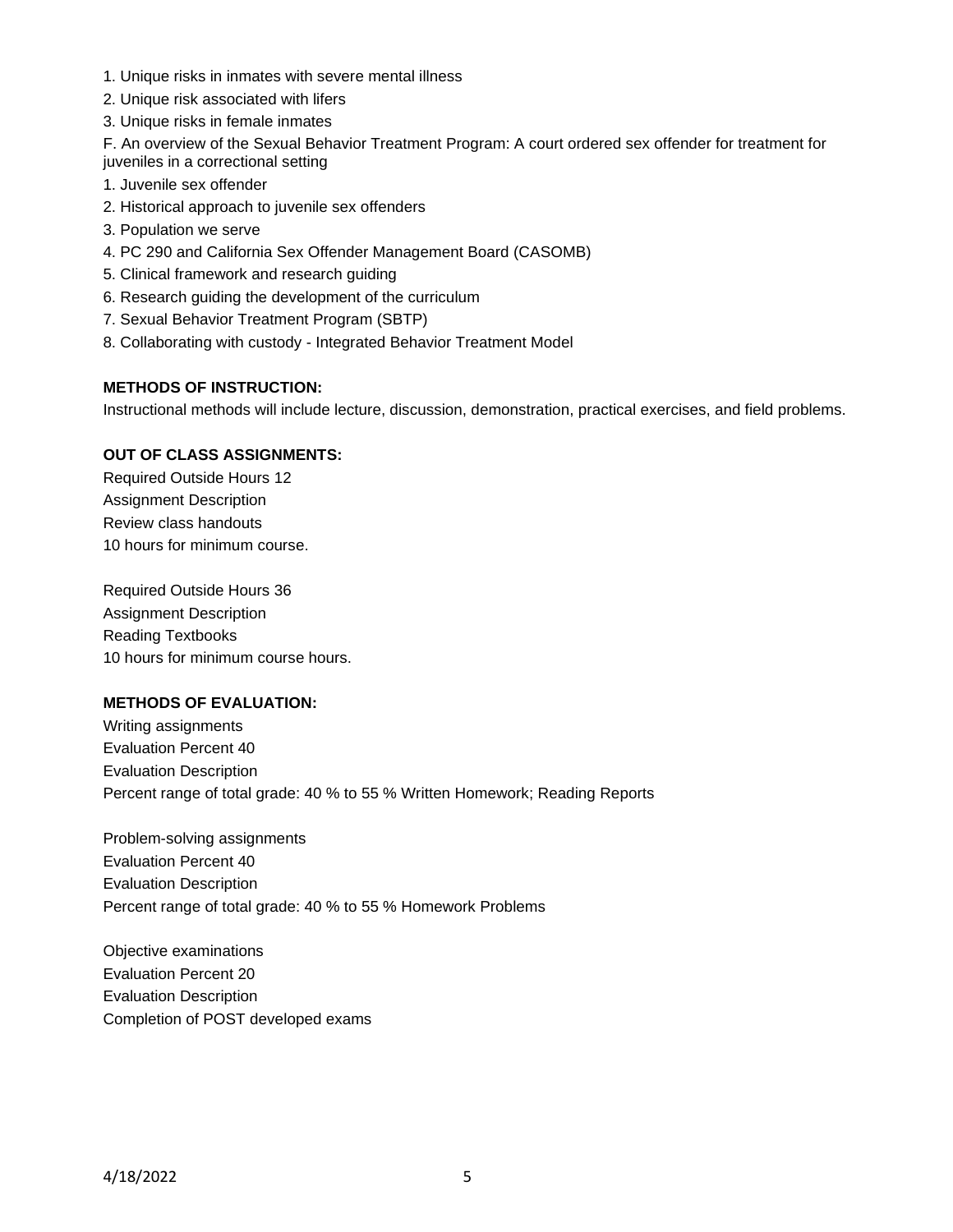1. Unique risks in inmates with severe mental illness
2. Unique risk associated with lifers
3. Unique risks in female inmates

F. An overview of the Sexual Behavior Treatment Program: A court ordered sex offender for treatment for juveniles in a correctional setting

1. Juvenile sex offender
2. Historical approach to juvenile sex offenders
3. Population we serve
4. PC 290 and California Sex Offender Management Board (CASOMB)
5. Clinical framework and research guiding
6. Research guiding the development of the curriculum
7. Sexual Behavior Treatment Program (SBTP)
8. Collaborating with custody - Integrated Behavior Treatment Model

**METHODS OF INSTRUCTION:**

Instructional methods will include lecture, discussion, demonstration, practical exercises, and field problems.

**OUT OF CLASS ASSIGNMENTS:**

Required Outside Hours 12
Assignment Description
Review class handouts
10 hours for minimum course.

Required Outside Hours 36
Assignment Description
Reading Textbooks
10 hours for minimum course hours.

**METHODS OF EVALUATION:**

Writing assignments
Evaluation Percent 40
Evaluation Description
Percent range of total grade: 40 % to 55 % Written Homework; Reading Reports

Problem-solving assignments
Evaluation Percent 40
Evaluation Description
Percent range of total grade: 40 % to 55 % Homework Problems

Objective examinations
Evaluation Percent 20
Evaluation Description
Completion of POST developed exams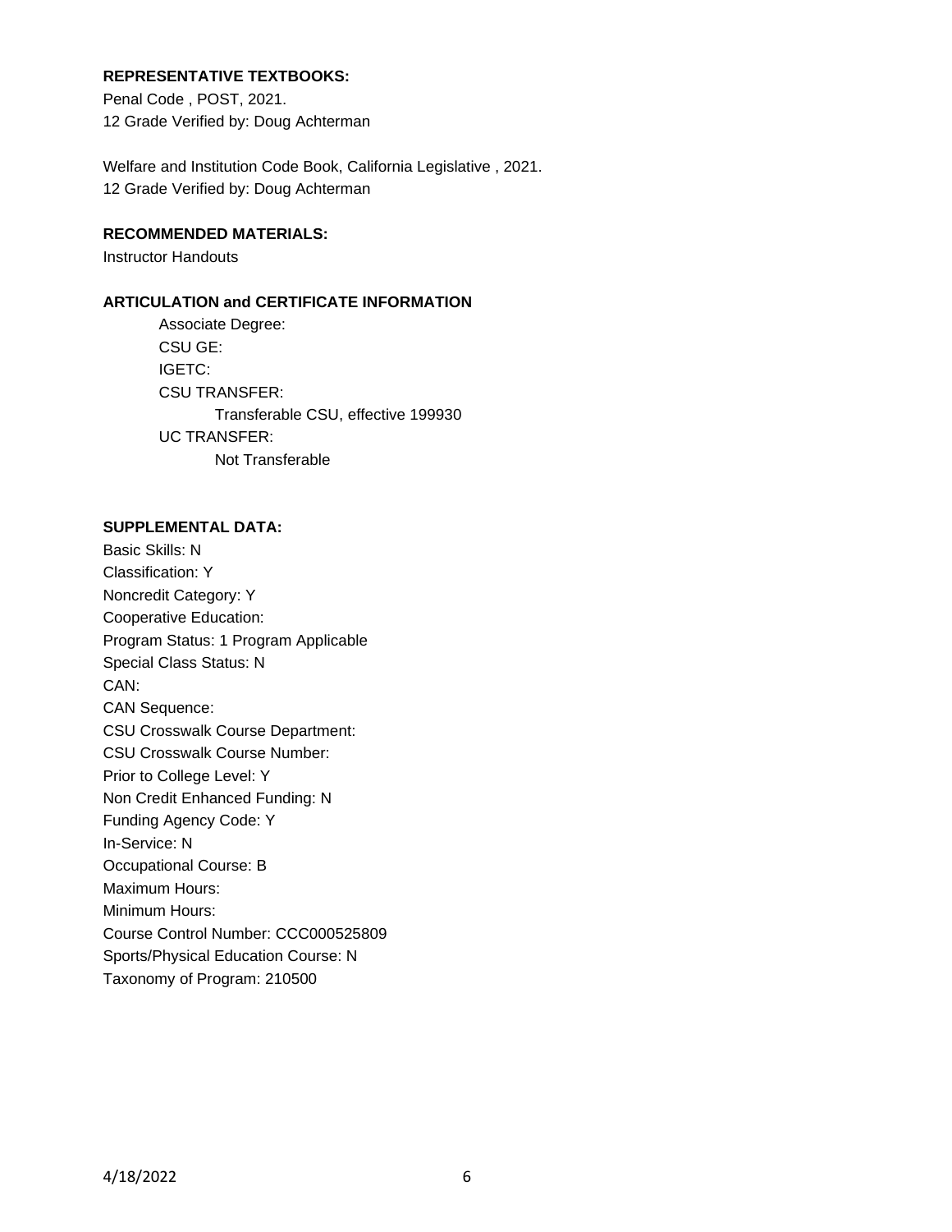**REPRESENTATIVE TEXTBOOKS:**

Penal Code , POST, 2021.
12 Grade Verified by: Doug Achterman

Welfare and Institution Code Book, California Legislative , 2021.
12 Grade Verified by: Doug Achterman

**RECOMMENDED MATERIALS:**

Instructor Handouts

**ARTICULATION and CERTIFICATE INFORMATION**

Associate Degree:
CSU GE:
IGETC:
CSU TRANSFER:
Transferable CSU, effective 199930
UC TRANSFER:
Not Transferable

**SUPPLEMENTAL DATA:**

Basic Skills: N
Classification: Y
Noncredit Category: Y
Cooperative Education:
Program Status: 1 Program Applicable
Special Class Status: N
CAN:
CAN Sequence:
CSU Crosswalk Course Department:
CSU Crosswalk Course Number:
Prior to College Level: Y
Non Credit Enhanced Funding: N
Funding Agency Code: Y
In-Service: N
Occupational Course: B
Maximum Hours:
Minimum Hours:
Course Control Number: CCC000525809
Sports/Physical Education Course: N
Taxonomy of Program: 210500